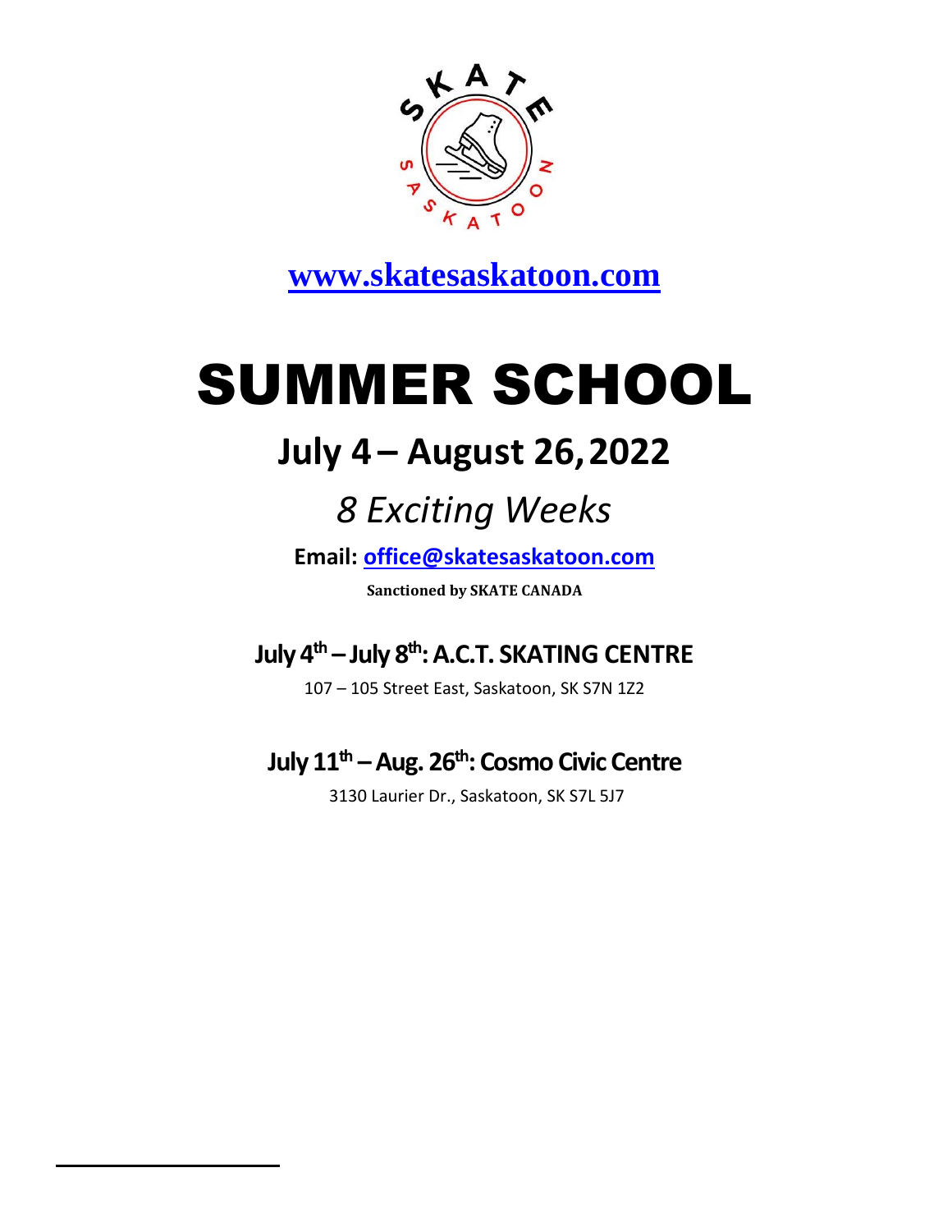**[www.skatesaskatoon.com](http://www.skatesaskatoon.com)**

# SUMMER SCHOOL

## July 4 – August 26, 2022

*8 Exciting Weeks*

**Email: [office@skatesaskatoon.com](mailto:office@skatesaskatoon.com)**

**Sanctioned by SKATE CANADA**

### July 4th – July 8th: A.C.T. SKATING CENTRE

107 – 105 Street East, Saskatoon, SK S7N 1Z2

### July 11th – Aug. 26th: Cosmo Civic Centre

3130 Laurier Dr., Saskatoon, SK S7L 5J7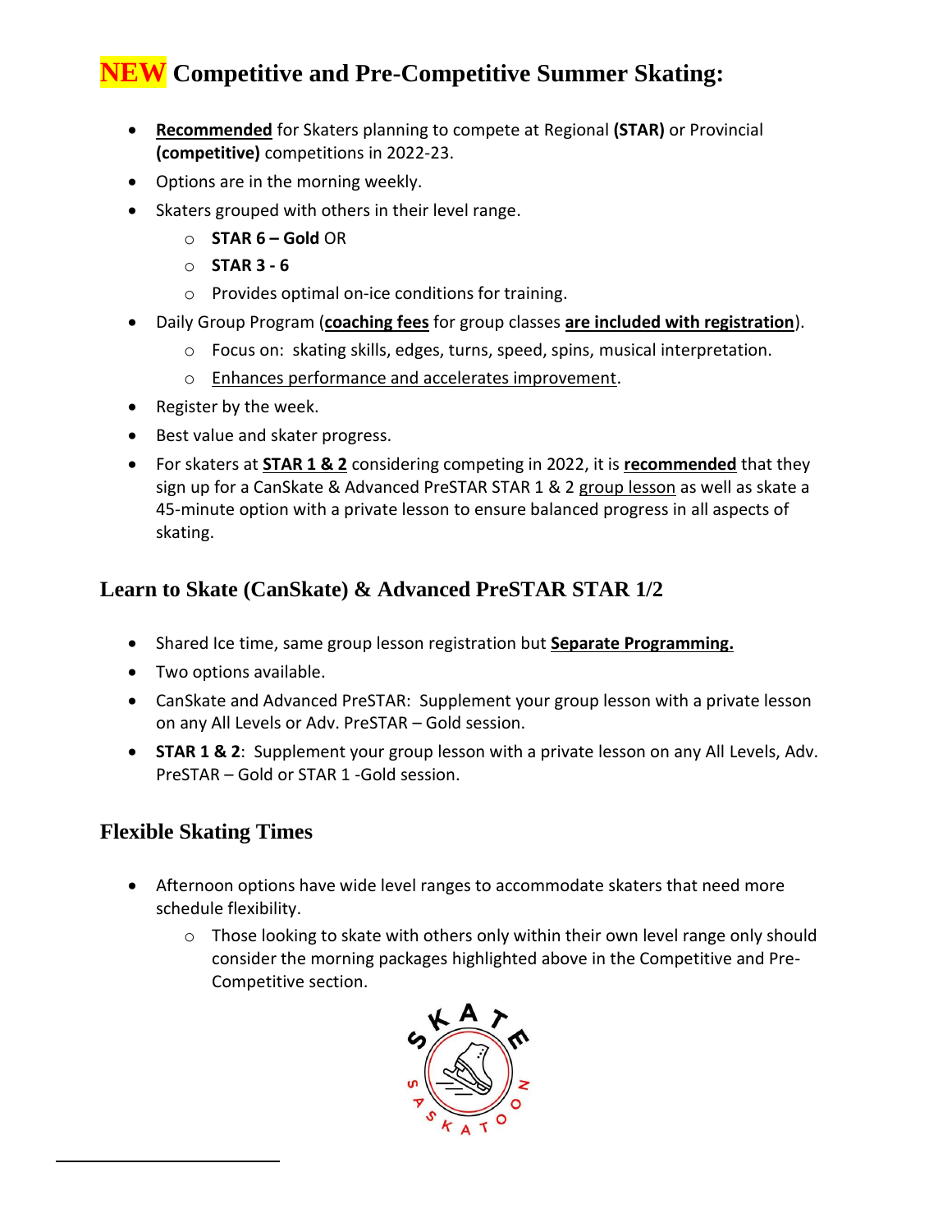## NEW Competitive and Pre-Competitive Summer Skating:

- **Recommended** for Skaters planning to compete at Regional **(STAR)** or Provincial **(competitive)** competitions in 2022-23.
- Options are in the morning weekly.
- Skaters grouped with others in their level range.
  - **STAR 6 – Gold** OR
  - **STAR 3 - 6**
  - Provides optimal on-ice conditions for training.
- Daily Group Program (**coaching fees** for group classes **are included with registration**).
  - Focus on: skating skills, edges, turns, speed, spins, musical interpretation.
  - Enhances performance and accelerates improvement.
- Register by the week.
- Best value and skater progress.
- For skaters at **STAR 1 & 2** considering competing in 2022, it is **recommended** that they sign up for a CanSkate & Advanced PreSTAR STAR 1 & 2 group lesson as well as skate a 45-minute option with a private lesson to ensure balanced progress in all aspects of skating.

### Learn to Skate (CanSkate) & Advanced PreSTAR STAR 1/2

- Shared Ice time, same group lesson registration but **Separate Programming.**
- Two options available.
- CanSkate and Advanced PreSTAR: Supplement your group lesson with a private lesson on any All Levels or Adv. PreSTAR – Gold session.
- **STAR 1 & 2**: Supplement your group lesson with a private lesson on any All Levels, Adv. PreSTAR – Gold or STAR 1 -Gold session.

### Flexible Skating Times

- Afternoon options have wide level ranges to accommodate skaters that need more schedule flexibility.
  - Those looking to skate with others only within their own level range only should consider the morning packages highlighted above in the Competitive and Pre-Competitive section.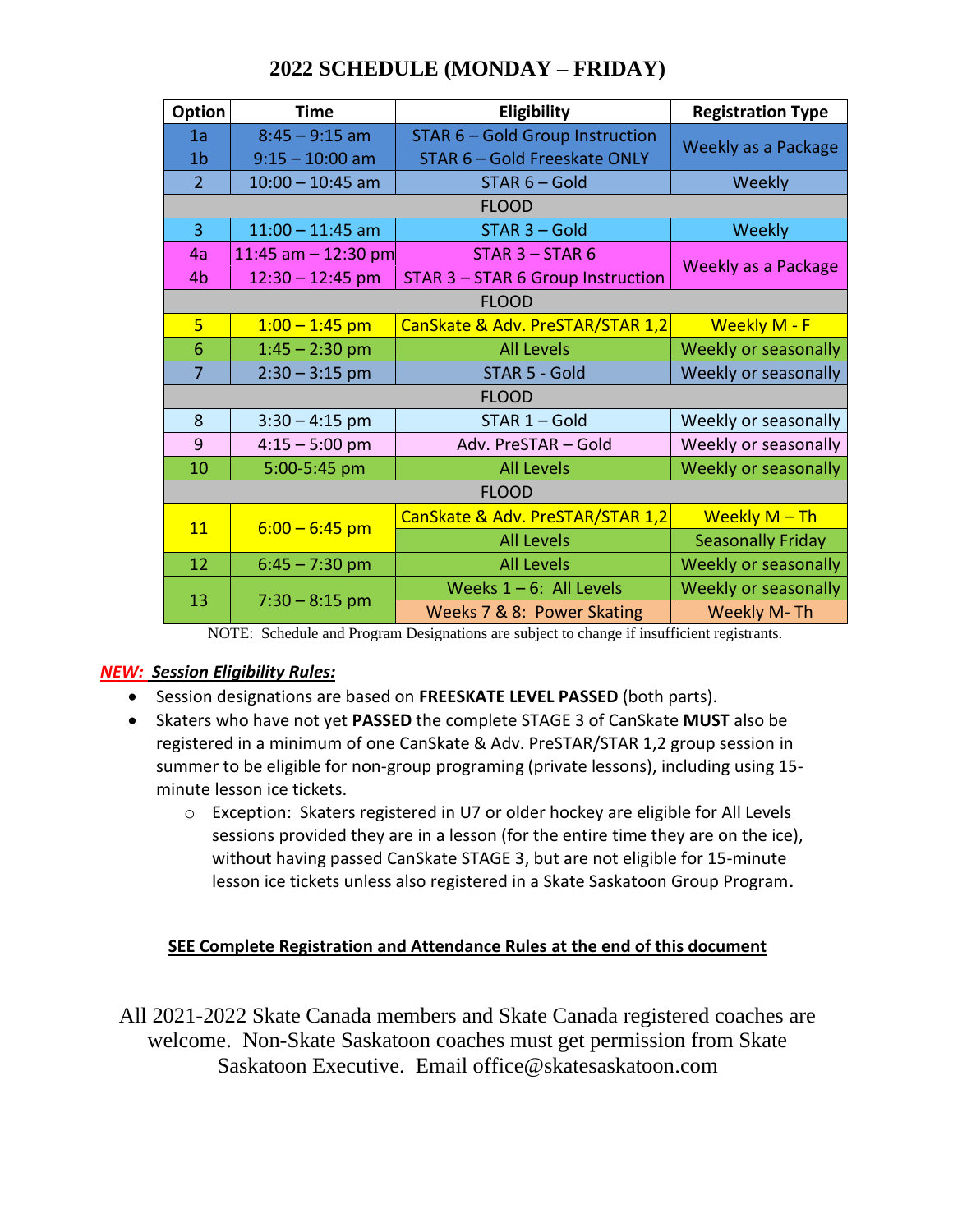# 2022 SCHEDULE (MONDAY – FRIDAY)

| Option | Time | Eligibility | Registration Type |
|---|---|---|---|
| 1a | 8:45 – 9:15 am | STAR 6 – Gold Group Instruction | Weekly as a Package |
| 1b | 9:15 – 10:00 am | STAR 6 – Gold Freeskate ONLY | |
| 2 | 10:00 – 10:45 am | STAR 6 – Gold | Weekly |
| | | FLOOD | |
| 3 | 11:00 – 11:45 am | STAR 3 – Gold | Weekly |
| 4a | 11:45 am – 12:30 pm | STAR 3 – STAR 6 | Weekly as a Package |
| 4b | 12:30 – 12:45 pm | STAR 3 – STAR 6 Group Instruction | |
| | | FLOOD | |
| 5 | 1:00 – 1:45 pm | CanSkate & Adv. PreSTAR/STAR 1,2 | Weekly M - F |
| 6 | 1:45 – 2:30 pm | All Levels | Weekly or seasonally |
| 7 | 2:30 – 3:15 pm | STAR 5 - Gold | Weekly or seasonally |
| | | FLOOD | |
| 8 | 3:30 – 4:15 pm | STAR 1 – Gold | Weekly or seasonally |
| 9 | 4:15 – 5:00 pm | Adv. PreSTAR – Gold | Weekly or seasonally |
| 10 | 5:00-5:45 pm | All Levels | Weekly or seasonally |
| | | FLOOD | |
| 11 | 6:00 – 6:45 pm | CanSkate & Adv. PreSTAR/STAR 1,2 | Weekly M – Th |
| | | All Levels | Seasonally Friday |
| 12 | 6:45 – 7:30 pm | All Levels | Weekly or seasonally |
| 13 | 7:30 – 8:15 pm | Weeks 1 – 6: All Levels | Weekly or seasonally |
| | | Weeks 7 & 8: Power Skating | Weekly M- Th |

NOTE: Schedule and Program Designations are subject to change if insufficient registrants.

***NEW: Session Eligibility Rules:***

- Session designations are based on **FREESKATE LEVEL PASSED** (both parts).
- Skaters who have not yet **PASSED** the complete STAGE 3 of CanSkate **MUST** also be registered in a minimum of one CanSkate & Adv. PreSTAR/STAR 1,2 group session in summer to be eligible for non-group programing (private lessons), including using 15-minute lesson ice tickets.
  - Exception: Skaters registered in U7 or older hockey are eligible for All Levels sessions provided they are in a lesson (for the entire time they are on the ice), without having passed CanSkate STAGE 3, but are not eligible for 15-minute lesson ice tickets unless also registered in a Skate Saskatoon Group Program**.**

**SEE Complete Registration and Attendance Rules at the end of this document**

All 2021-2022 Skate Canada members and Skate Canada registered coaches are welcome. Non-Skate Saskatoon coaches must get permission from Skate Saskatoon Executive. Email office@skatesaskatoon.com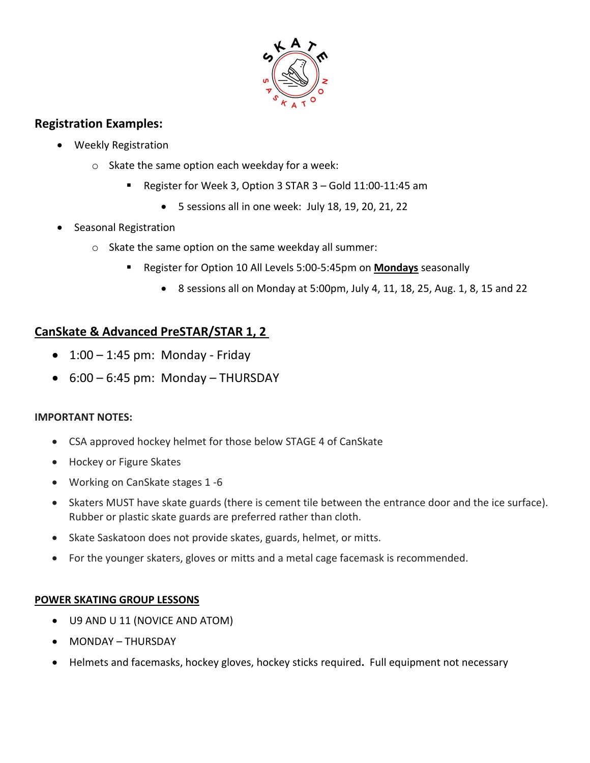## Registration Examples:

- Weekly Registration
  - Skate the same option each weekday for a week:
    - Register for Week 3, Option 3 STAR 3 – Gold 11:00-11:45 am
      - 5 sessions all in one week: July 18, 19, 20, 21, 22
- Seasonal Registration
  - Skate the same option on the same weekday all summer:
    - Register for Option 10 All Levels 5:00-5:45pm on **Mondays** seasonally
      - 8 sessions all on Monday at 5:00pm, July 4, 11, 18, 25, Aug. 1, 8, 15 and 22

## CanSkate & Advanced PreSTAR/STAR 1, 2

- 1:00 – 1:45 pm: Monday - Friday
- 6:00 – 6:45 pm: Monday – THURSDAY

**IMPORTANT NOTES:**

- CSA approved hockey helmet for those below STAGE 4 of CanSkate
- Hockey or Figure Skates
- Working on CanSkate stages 1 -6
- Skaters MUST have skate guards (there is cement tile between the entrance door and the ice surface). Rubber or plastic skate guards are preferred rather than cloth.
- Skate Saskatoon does not provide skates, guards, helmet, or mitts.
- For the younger skaters, gloves or mitts and a metal cage facemask is recommended.

**POWER SKATING GROUP LESSONS**

- U9 AND U 11 (NOVICE AND ATOM)
- MONDAY – THURSDAY
- Helmets and facemasks, hockey gloves, hockey sticks required**.** Full equipment not necessary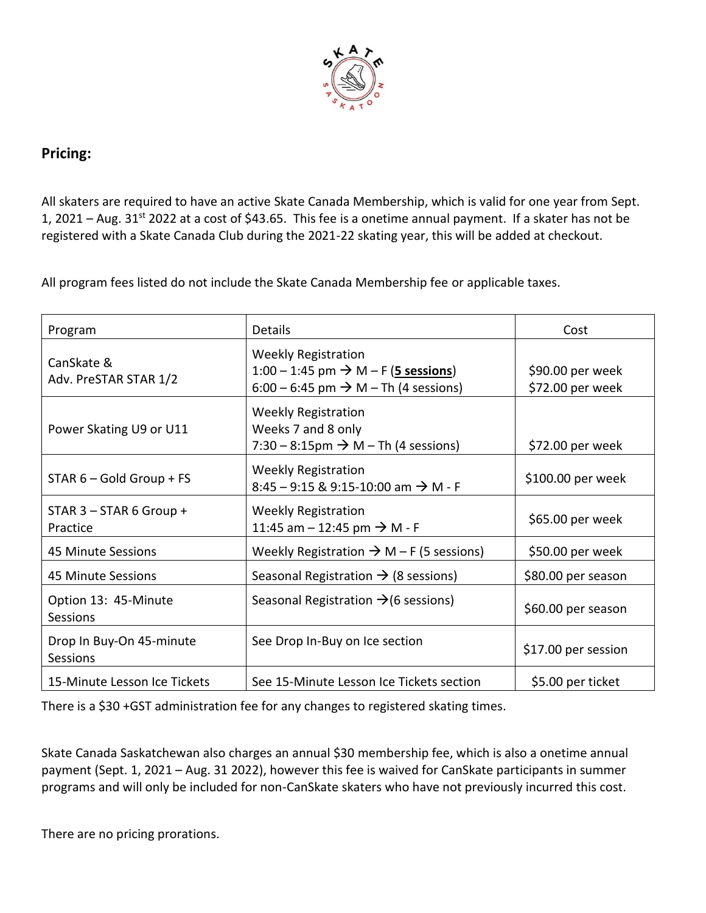## Pricing:

All skaters are required to have an active Skate Canada Membership, which is valid for one year from Sept. 1, 2021 – Aug. 31st 2022 at a cost of $43.65. This fee is a onetime annual payment. If a skater has not be registered with a Skate Canada Club during the 2021-22 skating year, this will be added at checkout.

All program fees listed do not include the Skate Canada Membership fee or applicable taxes.

| Program | Details | Cost |
|---|---|---|
| CanSkate & Adv. PreSTAR STAR 1/2 | Weekly Registration<br>1:00 – 1:45 pm → M – F (**<u>5 sessions</u>**)<br>6:00 – 6:45 pm → M – Th (4 sessions) | $90.00 per week<br>$72.00 per week |
| Power Skating U9 or U11 | Weekly Registration<br>Weeks 7 and 8 only<br>7:30 – 8:15pm → M – Th (4 sessions) | $72.00 per week |
| STAR 6 – Gold Group + FS | Weekly Registration<br>8:45 – 9:15 & 9:15-10:00 am → M - F | $100.00 per week |
| STAR 3 – STAR 6 Group + Practice | Weekly Registration<br>11:45 am – 12:45 pm → M - F | $65.00 per week |
| 45 Minute Sessions | Weekly Registration → M – F (5 sessions) | $50.00 per week |
| 45 Minute Sessions | Seasonal Registration → (8 sessions) | $80.00 per season |
| Option 13: 45-Minute Sessions | Seasonal Registration →(6 sessions) | $60.00 per season |
| Drop In Buy-On 45-minute Sessions | See Drop In-Buy on Ice section | $17.00 per session |
| 15-Minute Lesson Ice Tickets | See 15-Minute Lesson Ice Tickets section | $5.00 per ticket |

There is a $30 +GST administration fee for any changes to registered skating times.

Skate Canada Saskatchewan also charges an annual $30 membership fee, which is also a onetime annual payment (Sept. 1, 2021 – Aug. 31 2022), however this fee is waived for CanSkate participants in summer programs and will only be included for non-CanSkate skaters who have not previously incurred this cost.

There are no pricing prorations.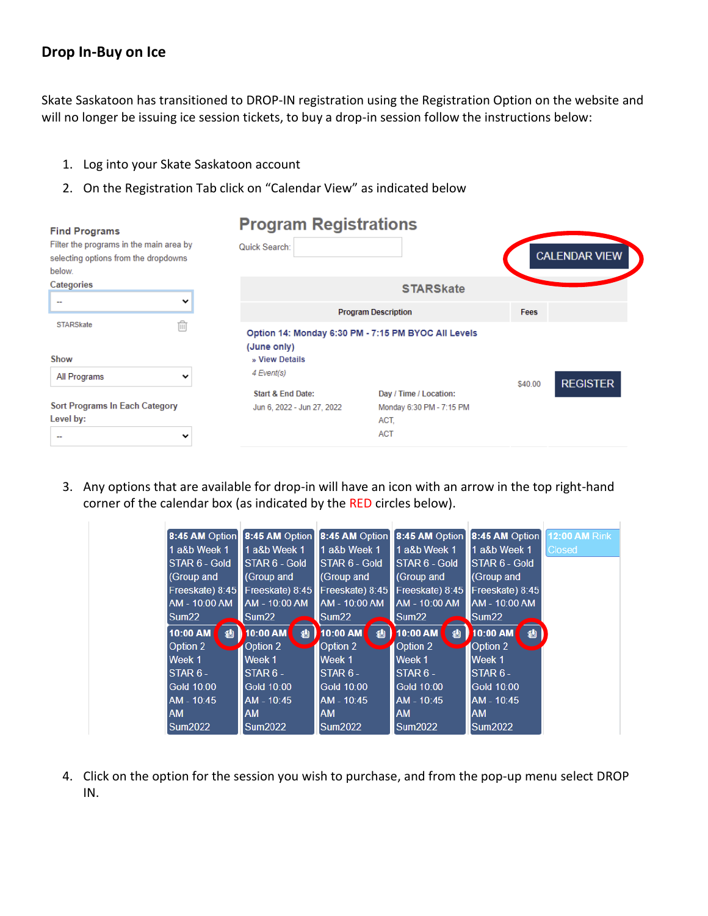## Drop In-Buy on Ice

Skate Saskatoon has transitioned to DROP-IN registration using the Registration Option on the website and will no longer be issuing ice session tickets, to buy a drop-in session follow the instructions below:

1. Log into your Skate Saskatoon account
2. On the Registration Tab click on "Calendar View" as indicated below

**Find Programs**
Filter the programs in the main area by selecting options from the dropdowns below.

Categories
--
STARSkate

Show
All Programs

Sort Programs In Each Category Level by:
--

**Program Registrations**

Quick Search:

CALENDAR VIEW

STARSkate

| Program Description | Fees | |
|---|---|---|
| Option 14: Monday 6:30 PM - 7:15 PM BYOC All Levels (June only)<br>» View Details<br>*4 Event(s)*<br>Start & End Date: Jun 6, 2022 - Jun 27, 2022<br>Day / Time / Location: Monday 6:30 PM - 7:15 PM ACT, ACT | $40.00 | REGISTER |

3. Any options that are available for drop-in will have an icon with an arrow in the top right-hand corner of the calendar box (as indicated by the RED circles below).

| | | | | | |
|---|---|---|---|---|---|
| 8:45 AM Option 1 a&b Week 1 STAR 6 - Gold (Group and Freeskate) 8:45 AM - 10:00 AM Sum22 | 8:45 AM Option 1 a&b Week 1 STAR 6 - Gold (Group and Freeskate) 8:45 AM - 10:00 AM Sum22 | 8:45 AM Option 1 a&b Week 1 STAR 6 - Gold (Group and Freeskate) 8:45 AM - 10:00 AM Sum22 | 8:45 AM Option 1 a&b Week 1 STAR 6 - Gold (Group and Freeskate) 8:45 AM - 10:00 AM Sum22 | 8:45 AM Option 1 a&b Week 1 STAR 6 - Gold (Group and Freeskate) 8:45 AM - 10:00 AM Sum22 | 12:00 AM Rink Closed |
| 10:00 AM Option 2 Week 1 STAR 6 - Gold 10:00 AM - 10:45 AM Sum2022 | 10:00 AM Option 2 Week 1 STAR 6 - Gold 10:00 AM - 10:45 AM Sum2022 | 10:00 AM Option 2 Week 1 STAR 6 - Gold 10:00 AM - 10:45 AM Sum2022 | 10:00 AM Option 2 Week 1 STAR 6 - Gold 10:00 AM - 10:45 AM Sum2022 | 10:00 AM Option 2 Week 1 STAR 6 - Gold 10:00 AM - 10:45 AM Sum2022 | |

4. Click on the option for the session you wish to purchase, and from the pop-up menu select DROP IN.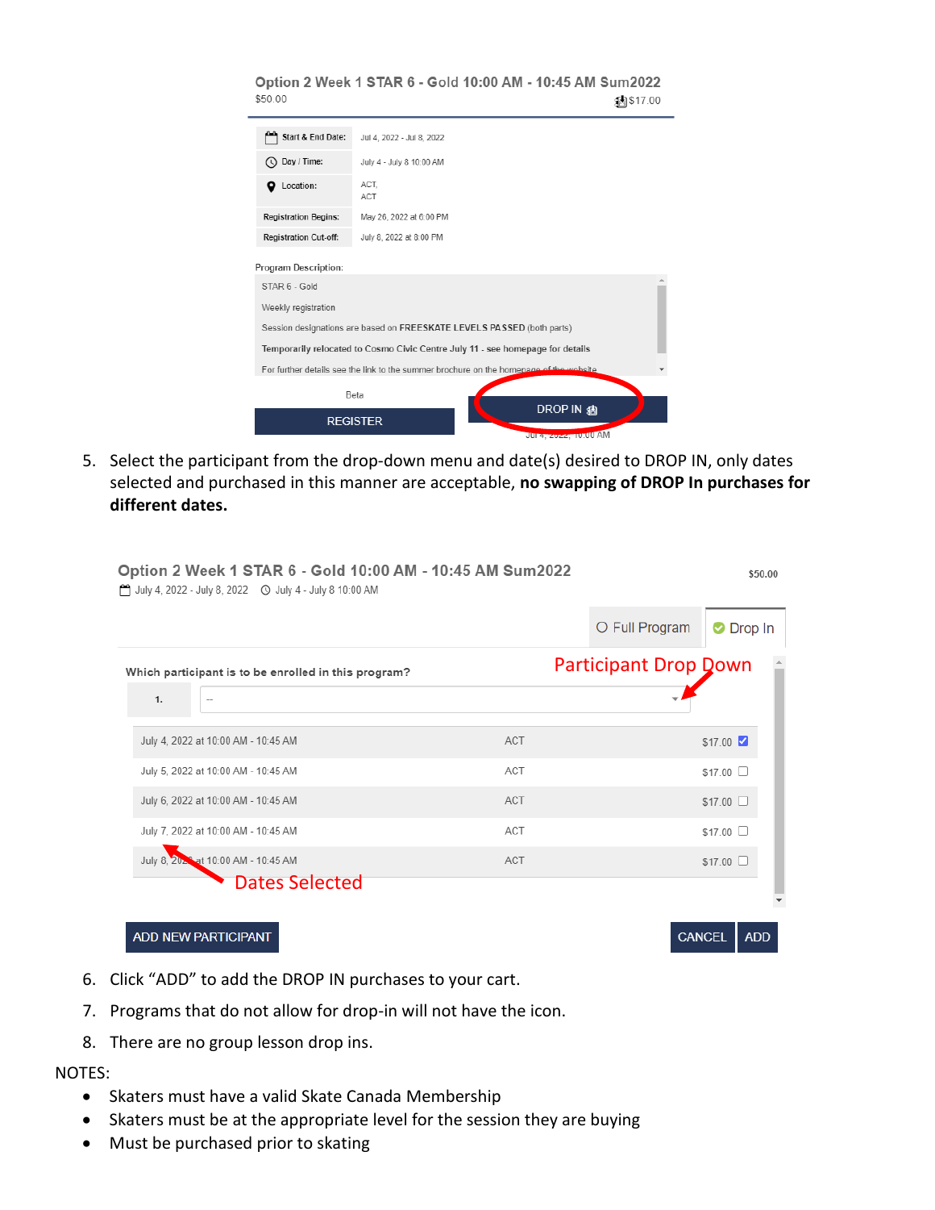Option 2 Week 1 STAR 6 - Gold 10:00 AM - 10:45 AM Sum2022
$50.00
$17.00

| | |
|---|---|
| Start & End Date: | Jul 4, 2022 - Jul 8, 2022 |
| Day / Time: | July 4 - July 8 10:00 AM |
| Location: | ACT, ACT |
| Registration Begins: | May 26, 2022 at 6:00 PM |
| Registration Cut-off: | July 8, 2022 at 8:00 PM |

Program Description:

STAR 6 - Gold

Weekly registration

Session designations are based on **FREESKATE LEVELS PASSED** (both parts)

**Temporarily relocated to Cosmo Civic Centre July 11 - see homepage for details**

For further details see the link to the summer brochure on the homepage of the website

Beta

REGISTER | DROP IN

Jul 4, 2022, 10:00 AM

5. Select the participant from the drop-down menu and date(s) desired to DROP IN, only dates selected and purchased in this manner are acceptable, **no swapping of DROP In purchases for different dates.**

Option 2 Week 1 STAR 6 - Gold 10:00 AM - 10:45 AM Sum2022 $50.00

July 4, 2022 - July 8, 2022 July 4 - July 8 10:00 AM

Full Program | Drop In

Which participant is to be enrolled in this program?

Participant Drop Down

1. --

| | | |
|---|---|---|
| July 4, 2022 at 10:00 AM - 10:45 AM | ACT | $17.00 ☑ |
| July 5, 2022 at 10:00 AM - 10:45 AM | ACT | $17.00 ☐ |
| July 6, 2022 at 10:00 AM - 10:45 AM | ACT | $17.00 ☐ |
| July 7, 2022 at 10:00 AM - 10:45 AM | ACT | $17.00 ☐ |
| July 8, 2022 at 10:00 AM - 10:45 AM | ACT | $17.00 ☐ |

Dates Selected

ADD NEW PARTICIPANT | CANCEL | ADD

6. Click "ADD" to add the DROP IN purchases to your cart.
7. Programs that do not allow for drop-in will not have the icon.
8. There are no group lesson drop ins.

NOTES:

- Skaters must have a valid Skate Canada Membership
- Skaters must be at the appropriate level for the session they are buying
- Must be purchased prior to skating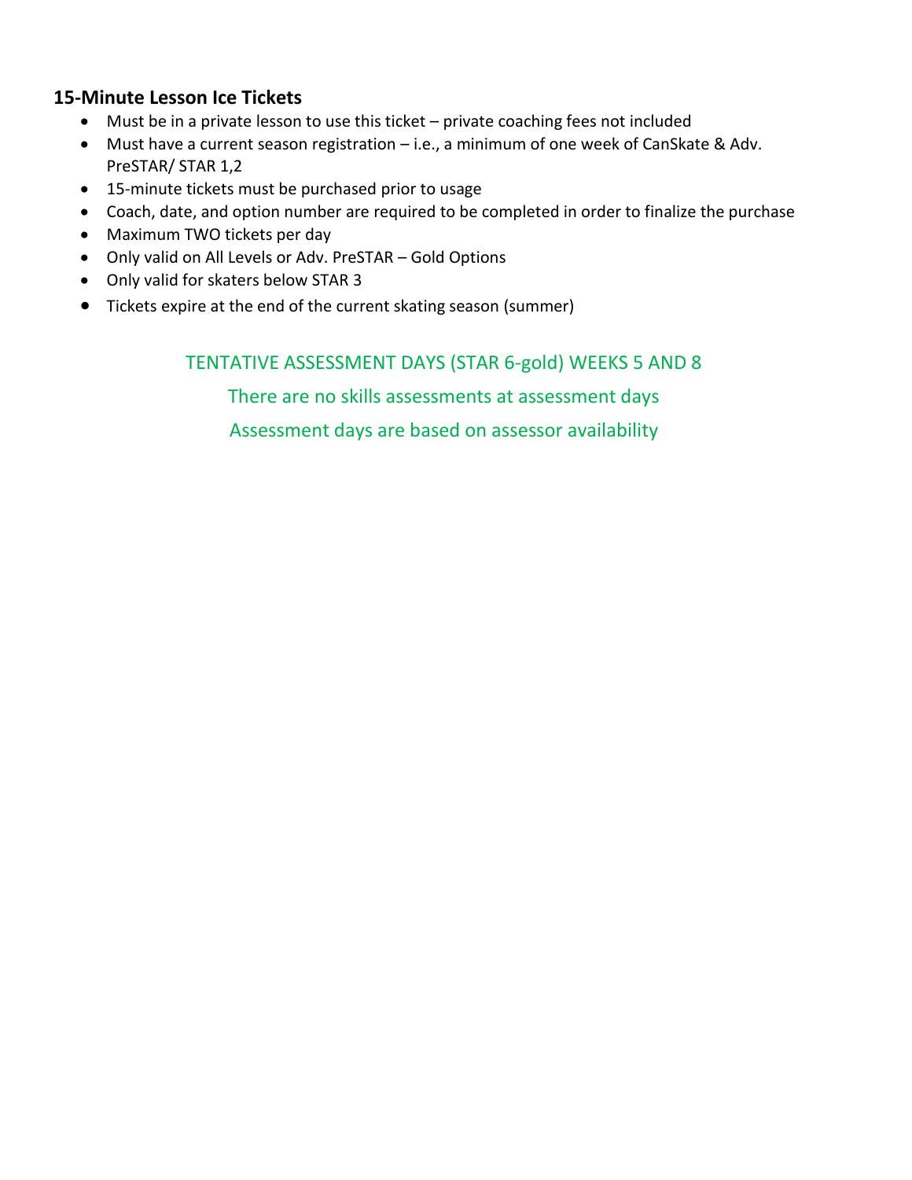### 15-Minute Lesson Ice Tickets

- Must be in a private lesson to use this ticket – private coaching fees not included
- Must have a current season registration – i.e., a minimum of one week of CanSkate & Adv. PreSTAR/ STAR 1,2
- 15-minute tickets must be purchased prior to usage
- Coach, date, and option number are required to be completed in order to finalize the purchase
- Maximum TWO tickets per day
- Only valid on All Levels or Adv. PreSTAR – Gold Options
- Only valid for skaters below STAR 3
- Tickets expire at the end of the current skating season (summer)

TENTATIVE ASSESSMENT DAYS (STAR 6-gold) WEEKS 5 AND 8

There are no skills assessments at assessment days

Assessment days are based on assessor availability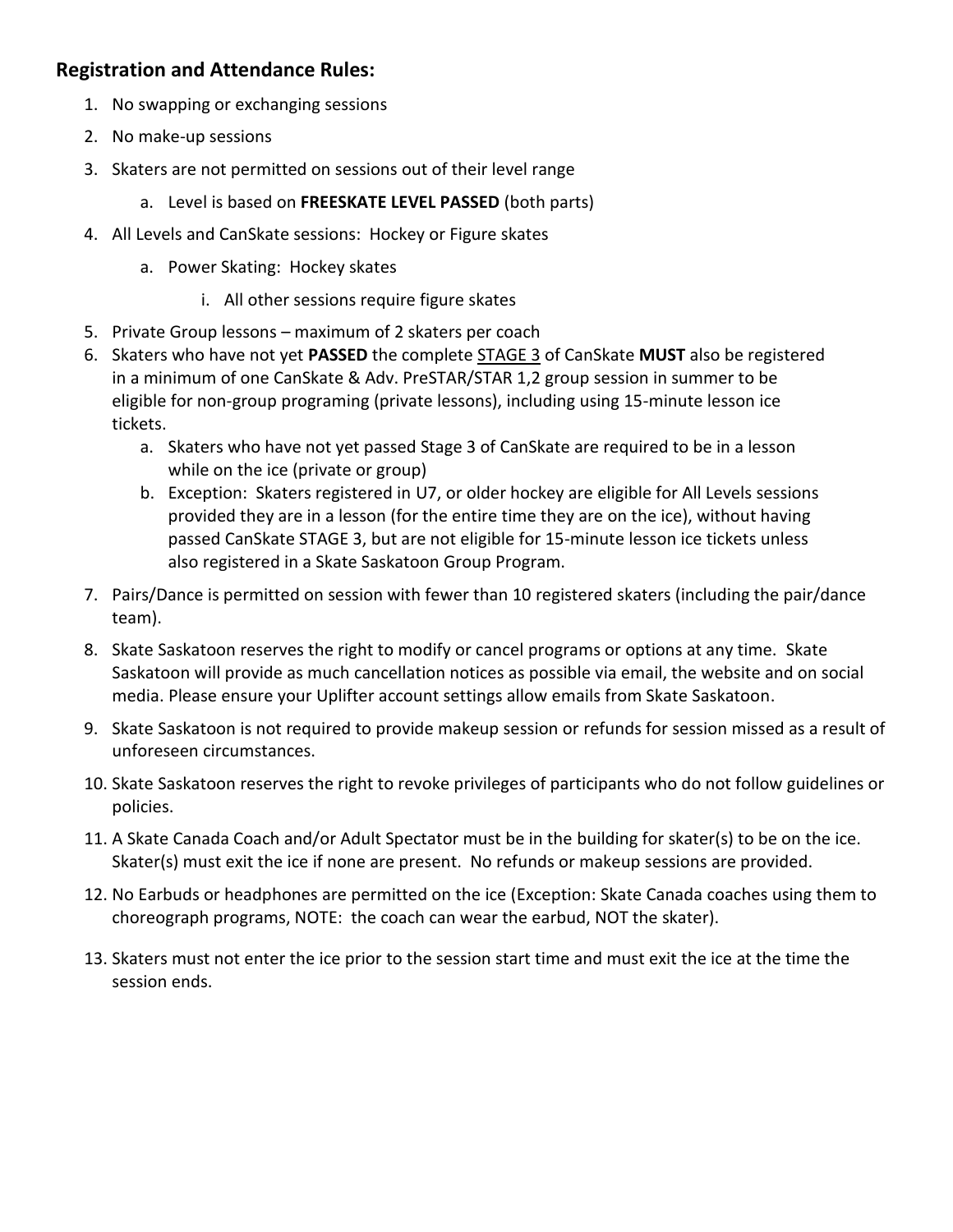## Registration and Attendance Rules:

1. No swapping or exchanging sessions
2. No make-up sessions
3. Skaters are not permitted on sessions out of their level range
   a. Level is based on **FREESKATE LEVEL PASSED** (both parts)
4. All Levels and CanSkate sessions: Hockey or Figure skates
   a. Power Skating: Hockey skates
      i. All other sessions require figure skates
5. Private Group lessons – maximum of 2 skaters per coach
6. Skaters who have not yet **PASSED** the complete <u>STAGE 3</u> of CanSkate **MUST** also be registered in a minimum of one CanSkate & Adv. PreSTAR/STAR 1,2 group session in summer to be eligible for non-group programing (private lessons), including using 15-minute lesson ice tickets.
   a. Skaters who have not yet passed Stage 3 of CanSkate are required to be in a lesson while on the ice (private or group)
   b. Exception: Skaters registered in U7, or older hockey are eligible for All Levels sessions provided they are in a lesson (for the entire time they are on the ice), without having passed CanSkate STAGE 3, but are not eligible for 15-minute lesson ice tickets unless also registered in a Skate Saskatoon Group Program.
7. Pairs/Dance is permitted on session with fewer than 10 registered skaters (including the pair/dance team).
8. Skate Saskatoon reserves the right to modify or cancel programs or options at any time. Skate Saskatoon will provide as much cancellation notices as possible via email, the website and on social media. Please ensure your Uplifter account settings allow emails from Skate Saskatoon.
9. Skate Saskatoon is not required to provide makeup session or refunds for session missed as a result of unforeseen circumstances.
10. Skate Saskatoon reserves the right to revoke privileges of participants who do not follow guidelines or policies.
11. A Skate Canada Coach and/or Adult Spectator must be in the building for skater(s) to be on the ice. Skater(s) must exit the ice if none are present. No refunds or makeup sessions are provided.
12. No Earbuds or headphones are permitted on the ice (Exception: Skate Canada coaches using them to choreograph programs, NOTE: the coach can wear the earbud, NOT the skater).
13. Skaters must not enter the ice prior to the session start time and must exit the ice at the time the session ends.